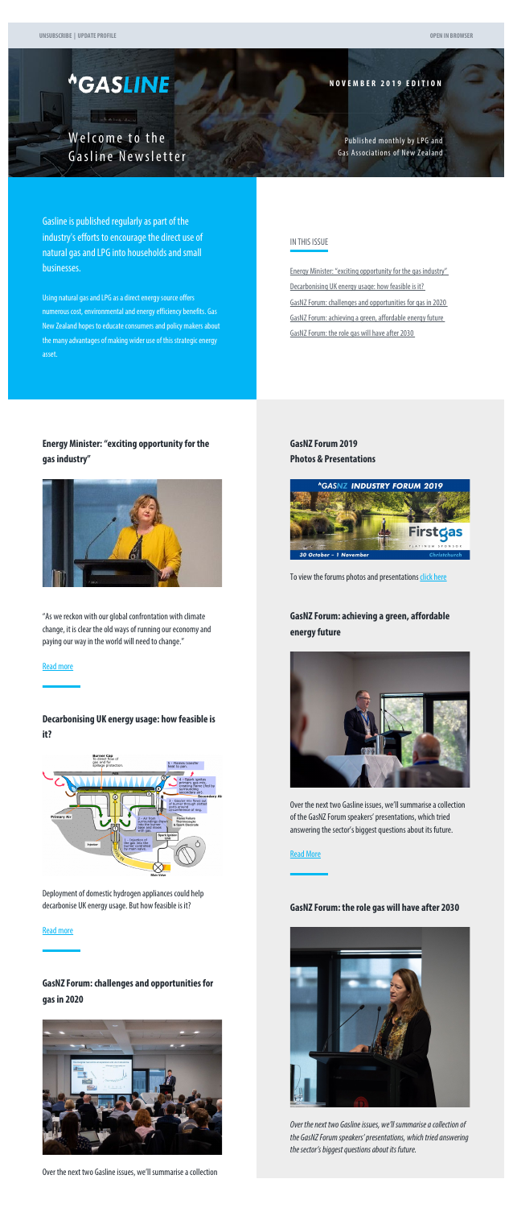UNSUBSCRIBE | UPDATE PROFILE

OPEN IN BROWSER

# GASLINE

**NOVEMBER 2019 EDITION**

## Welcome to the Gasline Newsletter

Published monthly by LPG and Gas Associations of New Zealand

Gasline is published regularly as part of the industry's efforts to encourage the direct use of natural gas and LPG into households and small businesses.

Using natural gas and LPG as a direct energy source offers numerous cost, environmental and energy efficiency benefits. Gas New Zealand hopes to educate consumers and policy makers about the many advantages of making wider use of this strategic energy asset.

IN THIS ISSUE

- Energy Minister: "exciting opportunity for the gas industry"
- Decarbonising UK energy usage: how feasible is it?
- GasNZ Forum: challenges and opportunities for gas in 2020
- GasNZ Forum: achieving a green, affordable energy future
- GasNZ Forum: the role gas will have after 2030

### Energy Minister: "exciting opportunity for the gas industry"

"As we reckon with our global confrontation with climate change, it is clear the old ways of running our economy and paying our way in the world will need to change."

Read more

### Decarbonising UK energy usage: how feasible is it?

Deployment of domestic hydrogen appliances could help decarbonise UK energy usage. But how feasible is it?

Read more

### GasNZ Forum: challenges and opportunities for gas in 2020

Over the next two Gasline issues, we'll summarise a collection

### GasNZ Forum 2019 Photos & Presentations

To view the forums photos and presentations click here

### GasNZ Forum: achieving a green, affordable energy future

Over the next two Gasline issues, we'll summarise a collection of the GasNZ Forum speakers' presentations, which tried answering the sector's biggest questions about its future.

Read More

### GasNZ Forum: the role gas will have after 2030

*Over the next two Gasline issues, we'll summarise a collection of the GasNZ Forum speakers' presentations, which tried answering the sector's biggest questions about its future.*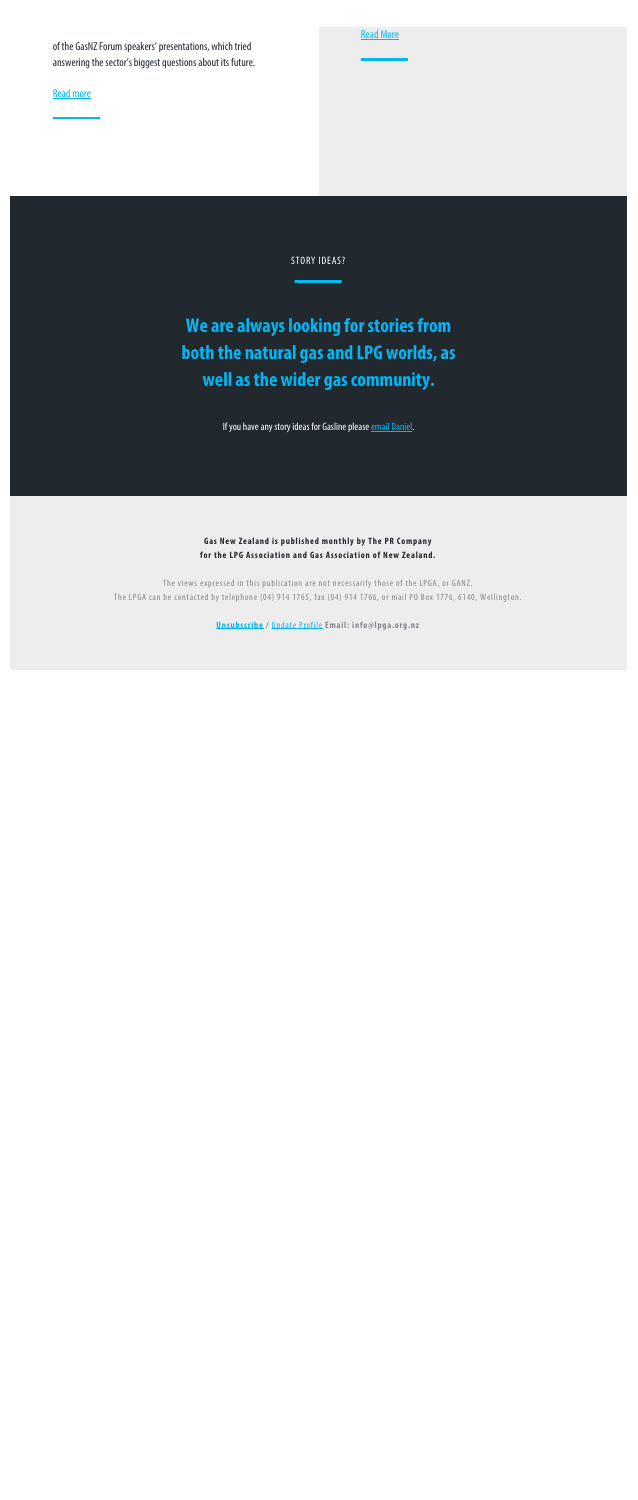of the GasNZ Forum speakers' presentations, which tried answering the sector's biggest questions about its future.

[Read more]

[Read More]

STORY IDEAS?

## We are always looking for stories from both the natural gas and LPG worlds, as well as the wider gas community.

If you have any story ideas for Gasline please email Daniel.

**Gas New Zealand is published monthly by The PR Company for the LPG Association and Gas Association of New Zealand.**

The views expressed in this publication are not necessarily those of the LPGA, or GANZ.
The LPGA can be contacted by telephone (04) 914 1765, fax (04) 914 1766, or mail PO Box 1776, 6140, Wellington.

**Unsubscribe** / Update Profile **Email: info@lpga.org.nz**